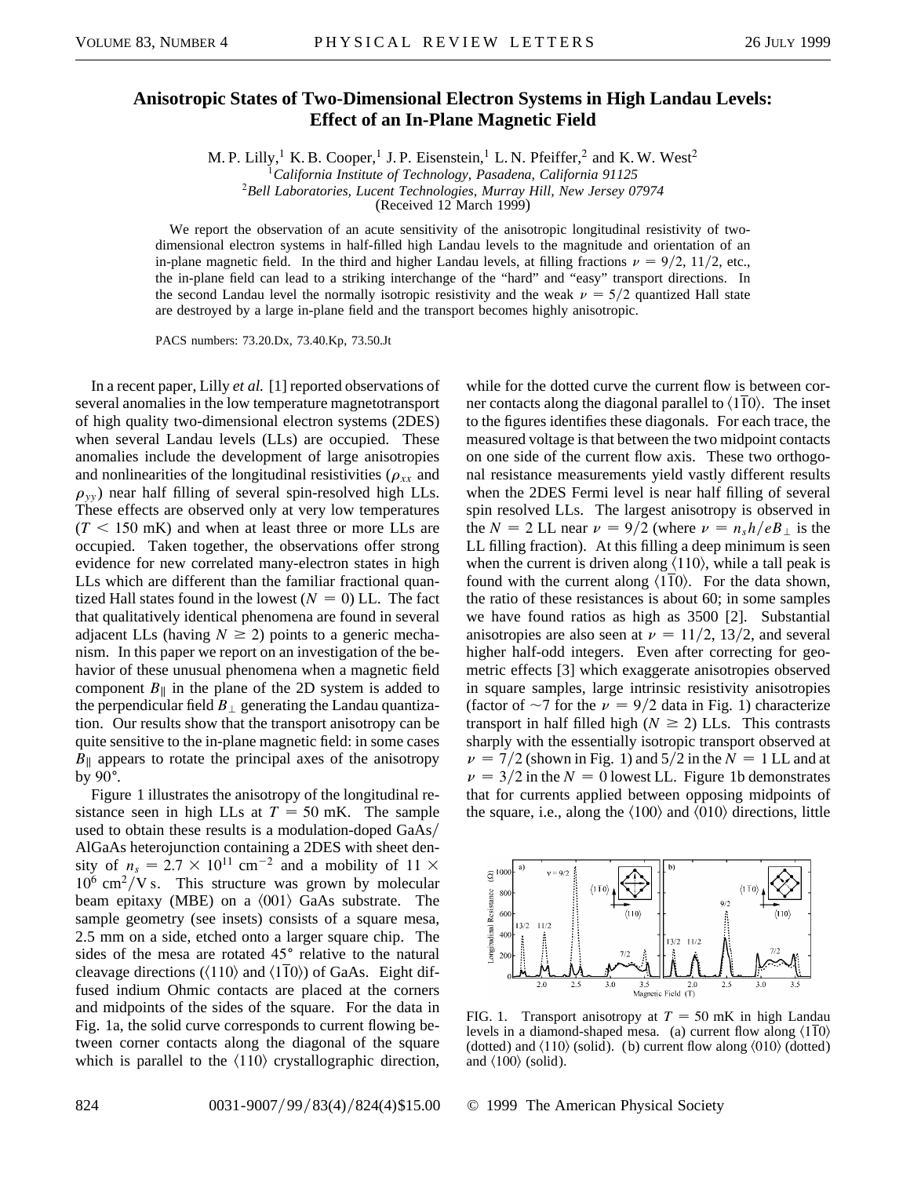# Anisotropic States of Two-Dimensional Electron Systems in High Landau Levels: Effect of an In-Plane Magnetic Field

M. P. Lilly,[1] K. B. Cooper,[1] J. P. Eisenstein,[1] L. N. Pfeiffer,[2] and K. W. West[2]

[1]*California Institute of Technology, Pasadena, California 91125*

[2]*Bell Laboratories, Lucent Technologies, Murray Hill, New Jersey 07974*

(Received 12 March 1999)

We report the observation of an acute sensitivity of the anisotropic longitudinal resistivity of two-dimensional electron systems in half-filled high Landau levels to the magnitude and orientation of an in-plane magnetic field. In the third and higher Landau levels, at filling fractions $\nu = 9/2$, $11/2$, etc., the in-plane field can lead to a striking interchange of the "hard" and "easy" transport directions. In the second Landau level the normally isotropic resistivity and the weak $\nu = 5/2$ quantized Hall state are destroyed by a large in-plane field and the transport becomes highly anisotropic.

PACS numbers: 73.20.Dx, 73.40.Kp, 73.50.Jt

In a recent paper, Lilly *et al.* [1] reported observations of several anomalies in the low temperature magnetotransport of high quality two-dimensional electron systems (2DES) when several Landau levels (LLs) are occupied. These anomalies include the development of large anisotropies and nonlinearities of the longitudinal resistivities ($\rho_{xx}$ and $\rho_{yy}$) near half filling of several spin-resolved high LLs. These effects are observed only at very low temperatures ($T < 150$ mK) and when at least three or more LLs are occupied. Taken together, the observations offer strong evidence for new correlated many-electron states in high LLs which are different than the familiar fractional quantized Hall states found in the lowest ($N = 0$) LL. The fact that qualitatively identical phenomena are found in several adjacent LLs (having $N \geq 2$) points to a generic mechanism. In this paper we report on an investigation of the behavior of these unusual phenomena when a magnetic field component $B_\parallel$ in the plane of the 2D system is added to the perpendicular field $B_\perp$ generating the Landau quantization. Our results show that the transport anisotropy can be quite sensitive to the in-plane magnetic field: in some cases $B_\parallel$ appears to rotate the principal axes of the anisotropy by 90°.

Figure 1 illustrates the anisotropy of the longitudinal resistance seen in high LLs at $T = 50$ mK. The sample used to obtain these results is a modulation-doped GaAs/AlGaAs heterojunction containing a 2DES with sheet density of $n_s = 2.7 \times 10^{11}$ cm$^{-2}$ and a mobility of $11 \times 10^6$ cm$^2$/V s. This structure was grown by molecular beam epitaxy (MBE) on a $\langle 001 \rangle$ GaAs substrate. The sample geometry (see insets) consists of a square mesa, 2.5 mm on a side, etched onto a larger square chip. The sides of the mesa are rotated 45° relative to the natural cleavage directions ($\langle 110 \rangle$ and $\langle 1\bar{1}0 \rangle$) of GaAs. Eight diffused indium Ohmic contacts are placed at the corners and midpoints of the sides of the square. For the data in Fig. 1a, the solid curve corresponds to current flowing between corner contacts along the diagonal of the square which is parallel to the $\langle 110 \rangle$ crystallographic direction, while for the dotted curve the current flow is between corner contacts along the diagonal parallel to $\langle 1\bar{1}0 \rangle$. The inset to the figures identifies these diagonals. For each trace, the measured voltage is that between the two midpoint contacts on one side of the current flow axis. These two orthogonal resistance measurements yield vastly different results when the 2DES Fermi level is near half filling of several spin resolved LLs. The largest anisotropy is observed in the $N = 2$ LL near $\nu = 9/2$ (where $\nu = n_s h / e B_\perp$ is the LL filling fraction). At this filling a deep minimum is seen when the current is driven along $\langle 110 \rangle$, while a tall peak is found with the current along $\langle 1\bar{1}0 \rangle$. For the data shown, the ratio of these resistances is about 60; in some samples we have found ratios as high as 3500 [2]. Substantial anisotropies are also seen at $\nu = 11/2$, $13/2$, and several higher half-odd integers. Even after correcting for geometric effects [3] which exaggerate anisotropies observed in square samples, large intrinsic resistivity anisotropies (factor of $\sim 7$ for the $\nu = 9/2$ data in Fig. 1) characterize transport in half filled high ($N \geq 2$) LLs. This contrasts sharply with the essentially isotropic transport observed at $\nu = 7/2$ (shown in Fig. 1) and $5/2$ in the $N = 1$ LL and at $\nu = 3/2$ in the $N = 0$ lowest LL. Figure 1b demonstrates that for currents applied between opposing midpoints of the square, i.e., along the $\langle 100 \rangle$ and $\langle 010 \rangle$ directions, little

FIG. 1. Transport anisotropy at $T = 50$ mK in high Landau levels in a diamond-shaped mesa. (a) current flow along $\langle 1\bar{1}0 \rangle$ (dotted) and $\langle 110 \rangle$ (solid). (b) current flow along $\langle 010 \rangle$ (dotted) and $\langle 100 \rangle$ (solid).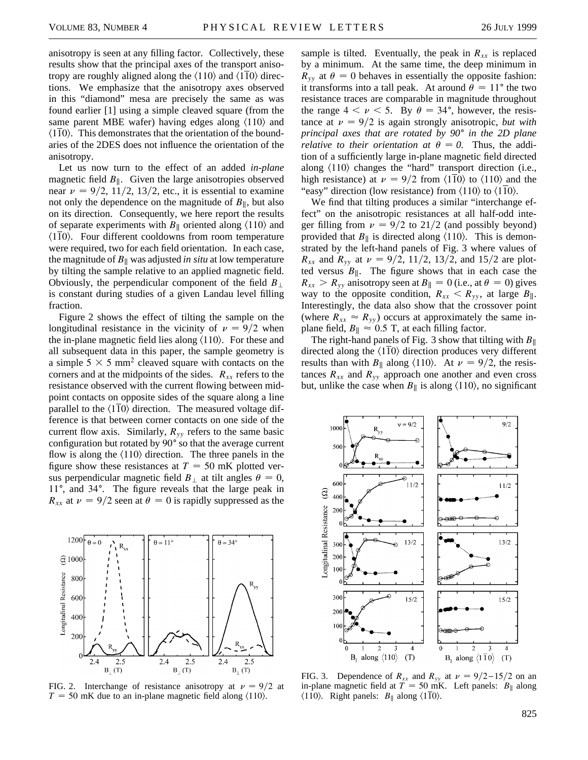anisotropy is seen at any filling factor. Collectively, these results show that the principal axes of the transport anisotropy are roughly aligned along the $\langle 110 \rangle$ and $\langle 1\bar{1}0 \rangle$ directions. We emphasize that the anisotropy axes observed in this "diamond" mesa are precisely the same as was found earlier [1] using a simple cleaved square (from the same parent MBE wafer) having edges along $\langle 110 \rangle$ and $\langle 1\bar{1}0 \rangle$. This demonstrates that the orientation of the boundaries of the 2DES does not influence the orientation of the anisotropy.

Let us now turn to the effect of an added *in-plane* magnetic field $B_{\parallel}$. Given the large anisotropies observed near $\nu = 9/2$, $11/2$, $13/2$, etc., it is essential to examine not only the dependence on the magnitude of $B_{\parallel}$, but also on its direction. Consequently, we here report the results of separate experiments with $B_{\parallel}$ oriented along $\langle 110 \rangle$ and $\langle 1\bar{1}0 \rangle$. Four different cooldowns from room temperature were required, two for each field orientation. In each case, the magnitude of $B_{\parallel}$ was adjusted *in situ* at low temperature by tilting the sample relative to an applied magnetic field. Obviously, the perpendicular component of the field $B_{\perp}$ is constant during studies of a given Landau level filling fraction.

Figure 2 shows the effect of tilting the sample on the longitudinal resistance in the vicinity of $\nu = 9/2$ when the in-plane magnetic field lies along $\langle 110 \rangle$. For these and all subsequent data in this paper, the sample geometry is a simple $5 \times 5$ mm$^2$ cleaved square with contacts on the corners and at the midpoints of the sides. $R_{xx}$ refers to the resistance observed with the current flowing between midpoint contacts on opposite sides of the square along a line parallel to the $\langle 1\bar{1}0 \rangle$ direction. The measured voltage difference is that between corner contacts on one side of the current flow axis. Similarly, $R_{yy}$ refers to the same basic configuration but rotated by 90° so that the average current flow is along the $\langle 110 \rangle$ direction. The three panels in the figure show these resistances at $T = 50$ mK plotted versus perpendicular magnetic field $B_{\perp}$ at tilt angles $\theta = 0$, 11°, and 34°. The figure reveals that the large peak in $R_{xx}$ at $\nu = 9/2$ seen at $\theta = 0$ is rapidly suppressed as the sample is tilted. Eventually, the peak in $R_{xx}$ is replaced by a minimum. At the same time, the deep minimum in $R_{yy}$ at $\theta = 0$ behaves in essentially the opposite fashion: it transforms into a tall peak. At around $\theta = 11°$ the two resistance traces are comparable in magnitude throughout the range $4 < \nu < 5$. By $\theta = 34°$, however, the resistance at $\nu = 9/2$ is again strongly anisotropic, *but with principal axes that are rotated by 90° in the 2D plane relative to their orientation at $\theta = 0$.* Thus, the addition of a sufficiently large in-plane magnetic field directed along $\langle 110 \rangle$ changes the "hard" transport direction (i.e., high resistance) at $\nu = 9/2$ from $\langle 1\bar{1}0 \rangle$ to $\langle 110 \rangle$ and the "easy" direction (low resistance) from $\langle 110 \rangle$ to $\langle 1\bar{1}0 \rangle$.

We find that tilting produces a similar "interchange effect" on the anisotropic resistances at all half-odd integer filling from $\nu = 9/2$ to $21/2$ (and possibly beyond) provided that $B_{\parallel}$ is directed along $\langle 110 \rangle$. This is demonstrated by the left-hand panels of Fig. 3 where values of $R_{xx}$ and $R_{yy}$ at $\nu = 9/2$, $11/2$, $13/2$, and $15/2$ are plotted versus $B_{\parallel}$. The figure shows that in each case the $R_{xx} > R_{yy}$ anisotropy seen at $B_{\parallel} = 0$ (i.e., at $\theta = 0$) gives way to the opposite condition, $R_{xx} < R_{yy}$, at large $B_{\parallel}$. Interestingly, the data also show that the crossover point (where $R_{xx} \approx R_{yy}$) occurs at approximately the same in-plane field, $B_{\parallel} \approx 0.5$ T, at each filling factor.

The right-hand panels of Fig. 3 show that tilting with $B_{\parallel}$ directed along the $\langle 1\bar{1}0 \rangle$ direction produces very different results than with $B_{\parallel}$ along $\langle 110 \rangle$. At $\nu = 9/2$, the resistances $R_{xx}$ and $R_{yy}$ approach one another and even cross but, unlike the case when $B_{\parallel}$ is along $\langle 110 \rangle$, no significant

FIG. 2. Interchange of resistance anisotropy at $\nu = 9/2$ at $T = 50$ mK due to an in-plane magnetic field along $\langle 110 \rangle$.

FIG. 3. Dependence of $R_{xx}$ and $R_{yy}$ at $\nu = 9/2$–$15/2$ on an in-plane magnetic field at $T = 50$ mK. Left panels: $B_{\parallel}$ along $\langle 110 \rangle$. Right panels: $B_{\parallel}$ along $\langle 1\bar{1}0 \rangle$.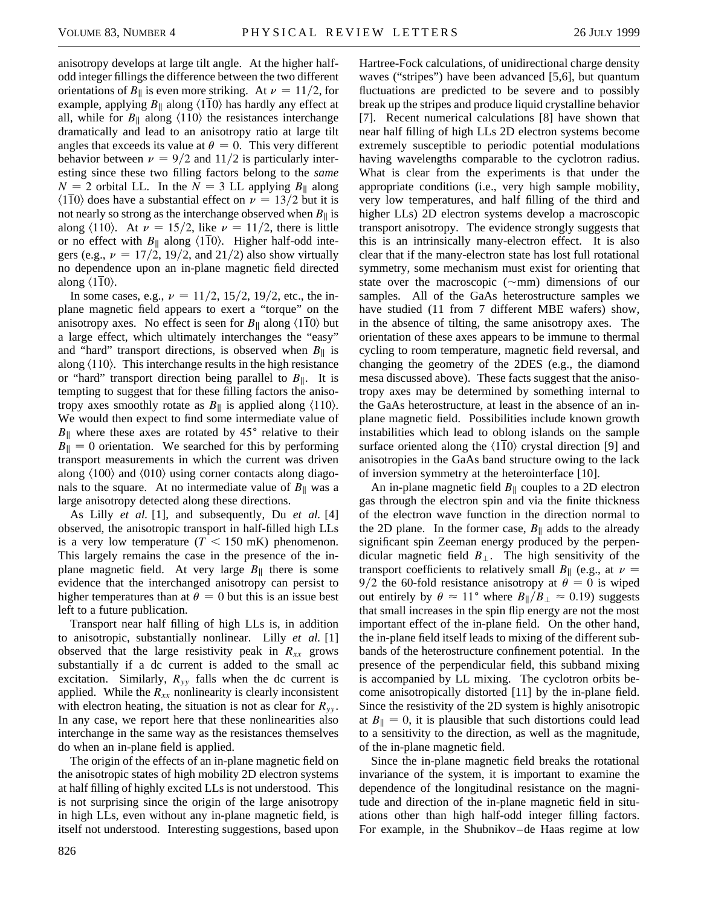anisotropy develops at large tilt angle. At the higher half-odd integer fillings the difference between the two different orientations of $B_\parallel$ is even more striking. At $\nu = 11/2$, for example, applying $B_\parallel$ along $\langle 1\bar{1}0\rangle$ has hardly any effect at all, while for $B_\parallel$ along $\langle 110\rangle$ the resistances interchange dramatically and lead to an anisotropy ratio at large tilt angles that exceeds its value at $\theta = 0$. This very different behavior between $\nu = 9/2$ and $11/2$ is particularly interesting since these two filling factors belong to the *same* $N = 2$ orbital LL. In the $N = 3$ LL applying $B_\parallel$ along $\langle 1\bar{1}0\rangle$ does have a substantial effect on $\nu = 13/2$ but it is not nearly so strong as the interchange observed when $B_\parallel$ is along $\langle 110\rangle$. At $\nu = 15/2$, like $\nu = 11/2$, there is little or no effect with $B_\parallel$ along $\langle 1\bar{1}0\rangle$. Higher half-odd integers (e.g., $\nu = 17/2$, $19/2$, and $21/2$) also show virtually no dependence upon an in-plane magnetic field directed along $\langle 1\bar{1}0\rangle$.

In some cases, e.g., $\nu = 11/2$, $15/2$, $19/2$, etc., the in-plane magnetic field appears to exert a "torque" on the anisotropy axes. No effect is seen for $B_\parallel$ along $\langle 1\bar{1}0\rangle$ but a large effect, which ultimately interchanges the "easy" and "hard" transport directions, is observed when $B_\parallel$ is along $\langle 110\rangle$. This interchange results in the high resistance or "hard" transport direction being parallel to $B_\parallel$. It is tempting to suggest that for these filling factors the anisotropy axes smoothly rotate as $B_\parallel$ is applied along $\langle 110\rangle$. We would then expect to find some intermediate value of $B_\parallel$ where these axes are rotated by 45° relative to their $B_\parallel = 0$ orientation. We searched for this by performing transport measurements in which the current was driven along $\langle 100\rangle$ and $\langle 010\rangle$ using corner contacts along diagonals to the square. At no intermediate value of $B_\parallel$ was a large anisotropy detected along these directions.

As Lilly *et al.* [1], and subsequently, Du *et al.* [4] observed, the anisotropic transport in half-filled high LLs is a very low temperature ($T < 150$ mK) phenomenon. This largely remains the case in the presence of the in-plane magnetic field. At very large $B_\parallel$ there is some evidence that the interchanged anisotropy can persist to higher temperatures than at $\theta = 0$ but this is an issue best left to a future publication.

Transport near half filling of high LLs is, in addition to anisotropic, substantially nonlinear. Lilly *et al.* [1] observed that the large resistivity peak in $R_{xx}$ grows substantially if a dc current is added to the small ac excitation. Similarly, $R_{yy}$ falls when the dc current is applied. While the $R_{xx}$ nonlinearity is clearly inconsistent with electron heating, the situation is not as clear for $R_{yy}$. In any case, we report here that these nonlinearities also interchange in the same way as the resistances themselves do when an in-plane field is applied.

The origin of the effects of an in-plane magnetic field on the anisotropic states of high mobility 2D electron systems at half filling of highly excited LLs is not understood. This is not surprising since the origin of the large anisotropy in high LLs, even without any in-plane magnetic field, is itself not understood. Interesting suggestions, based upon Hartree-Fock calculations, of unidirectional charge density waves ("stripes") have been advanced [5,6], but quantum fluctuations are predicted to be severe and to possibly break up the stripes and produce liquid crystalline behavior [7]. Recent numerical calculations [8] have shown that near half filling of high LLs 2D electron systems become extremely susceptible to periodic potential modulations having wavelengths comparable to the cyclotron radius. What is clear from the experiments is that under the appropriate conditions (i.e., very high sample mobility, very low temperatures, and half filling of the third and higher LLs) 2D electron systems develop a macroscopic transport anisotropy. The evidence strongly suggests that this is an intrinsically many-electron effect. It is also clear that if the many-electron state has lost full rotational symmetry, some mechanism must exist for orienting that state over the macroscopic ($\sim$mm) dimensions of our samples. All of the GaAs heterostructure samples we have studied (11 from 7 different MBE wafers) show, in the absence of tilting, the same anisotropy axes. The orientation of these axes appears to be immune to thermal cycling to room temperature, magnetic field reversal, and changing the geometry of the 2DES (e.g., the diamond mesa discussed above). These facts suggest that the anisotropy axes may be determined by something internal to the GaAs heterostructure, at least in the absence of an in-plane magnetic field. Possibilities include known growth instabilities which lead to oblong islands on the sample surface oriented along the $\langle 1\bar{1}0\rangle$ crystal direction [9] and anisotropies in the GaAs band structure owing to the lack of inversion symmetry at the heterointerface [10].

An in-plane magnetic field $B_\parallel$ couples to a 2D electron gas through the electron spin and via the finite thickness of the electron wave function in the direction normal to the 2D plane. In the former case, $B_\parallel$ adds to the already significant spin Zeeman energy produced by the perpendicular magnetic field $B_\perp$. The high sensitivity of the transport coefficients to relatively small $B_\parallel$ (e.g., at $\nu = 9/2$ the 60-fold resistance anisotropy at $\theta = 0$ is wiped out entirely by $\theta \approx 11°$ where $B_\parallel/B_\perp \approx 0.19$) suggests that small increases in the spin flip energy are not the most important effect of the in-plane field. On the other hand, the in-plane field itself leads to mixing of the different subbands of the heterostructure confinement potential. In the presence of the perpendicular field, this subband mixing is accompanied by LL mixing. The cyclotron orbits become anisotropically distorted [11] by the in-plane field. Since the resistivity of the 2D system is highly anisotropic at $B_\parallel = 0$, it is plausible that such distortions could lead to a sensitivity to the direction, as well as the magnitude, of the in-plane magnetic field.

Since the in-plane magnetic field breaks the rotational invariance of the system, it is important to examine the dependence of the longitudinal resistance on the magnitude and direction of the in-plane magnetic field in situations other than high half-odd integer filling factors. For example, in the Shubnikov–de Haas regime at low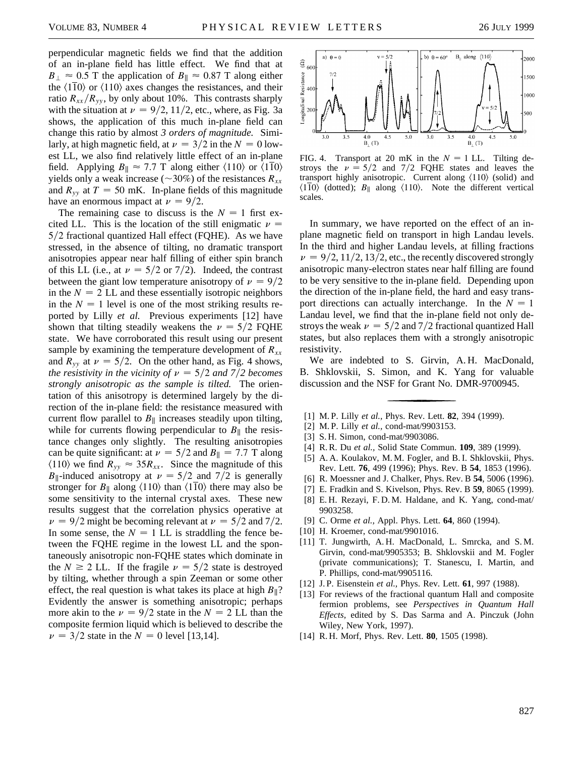perpendicular magnetic fields we find that the addition of an in-plane field has little effect. We find that at $B_\perp \approx 0.5$ T the application of $B_\parallel \approx 0.87$ T along either the $\langle 1\bar{1}0\rangle$ or $\langle 110\rangle$ axes changes the resistances, and their ratio $R_{xx}/R_{yy}$, by only about 10%. This contrasts sharply with the situation at $\nu = 9/2, 11/2$, etc., where, as Fig. 3a shows, the application of this much in-plane field can change this ratio by almost *3 orders of magnitude.* Similarly, at high magnetic field, at $\nu = 3/2$ in the $N = 0$ lowest LL, we also find relatively little effect of an in-plane field. Applying $B_\parallel \approx 7.7$ T along either $\langle 110\rangle$ or $\langle 1\bar{1}0\rangle$ yields only a weak increase ($\sim$30%) of the resistances $R_{xx}$ and $R_{yy}$ at $T = 50$ mK. In-plane fields of this magnitude have an enormous impact at $\nu = 9/2$.

The remaining case to discuss is the $N = 1$ first excited LL. This is the location of the still enigmatic $\nu = 5/2$ fractional quantized Hall effect (FQHE). As we have stressed, in the absence of tilting, no dramatic transport anisotropies appear near half filling of either spin branch of this LL (i.e., at $\nu = 5/2$ or $7/2$). Indeed, the contrast between the giant low temperature anisotropy of $\nu = 9/2$ in the $N = 2$ LL and these essentially isotropic neighbors in the $N = 1$ level is one of the most striking results reported by Lilly *et al.* Previous experiments [12] have shown that tilting steadily weakens the $\nu = 5/2$ FQHE state. We have corroborated this result using our present sample by examining the temperature development of $R_{xx}$ and $R_{yy}$ at $\nu = 5/2$. On the other hand, as Fig. 4 shows, *the resistivity in the vicinity of $\nu = 5/2$ and $7/2$ becomes strongly anisotropic as the sample is tilted.* The orientation of this anisotropy is determined largely by the direction of the in-plane field: the resistance measured with current flow parallel to $B_\parallel$ increases steadily upon tilting, while for currents flowing perpendicular to $B_\parallel$ the resistance changes only slightly. The resulting anisotropies can be quite significant: at $\nu = 5/2$ and $B_\parallel = 7.7$ T along $\langle 110\rangle$ we find $R_{yy} \approx 35 R_{xx}$. Since the magnitude of this $B_\parallel$-induced anisotropy at $\nu = 5/2$ and $7/2$ is generally stronger for $B_\parallel$ along $\langle 110\rangle$ than $\langle 1\bar{1}0\rangle$ there may also be some sensitivity to the internal crystal axes. These new results suggest that the correlation physics operative at $\nu = 9/2$ might be becoming relevant at $\nu = 5/2$ and $7/2$. In some sense, the $N = 1$ LL is straddling the fence between the FQHE regime in the lowest LL and the spontaneously anisotropic non-FQHE states which dominate in the $N \geq 2$ LL. If the fragile $\nu = 5/2$ state is destroyed by tilting, whether through a spin Zeeman or some other effect, the real question is what takes its place at high $B_\parallel$? Evidently the answer is something anisotropic; perhaps more akin to the $\nu = 9/2$ state in the $N = 2$ LL than the composite fermion liquid which is believed to describe the $\nu = 3/2$ state in the $N = 0$ level [13,14].

a) θ = 0
ν = 5/2
7/2
Longitudinal Resistance (Ω)
0
200
400
600
3.0 3.5 4.0 4.5 5.0
B⊥ (T)
b) θ = 60° B∥ along ⟨110⟩
7/2
ν = 5/2
0
500
1000
1500
2000
3.0 3.5 4.0 4.5 5.0
B⊥ (T)

FIG. 4. Transport at 20 mK in the $N = 1$ LL. Tilting destroys the $\nu = 5/2$ and $7/2$ FQHE states and leaves the transport highly anisotropic. Current along $\langle 110\rangle$ (solid) and $\langle 1\bar{1}0\rangle$ (dotted); $B_\parallel$ along $\langle 110\rangle$. Note the different vertical scales.

In summary, we have reported on the effect of an in-plane magnetic field on transport in high Landau levels. In the third and higher Landau levels, at filling fractions $\nu = 9/2, 11/2, 13/2$, etc., the recently discovered strongly anisotropic many-electron states near half filling are found to be very sensitive to the in-plane field. Depending upon the direction of the in-plane field, the hard and easy transport directions can actually interchange. In the $N = 1$ Landau level, we find that the in-plane field not only destroys the weak $\nu = 5/2$ and $7/2$ fractional quantized Hall states, but also replaces them with a strongly anisotropic resistivity.

We are indebted to S. Girvin, A. H. MacDonald, B. Shklovskii, S. Simon, and K. Yang for valuable discussion and the NSF for Grant No. DMR-9700945.

[1] M. P. Lilly *et al.*, Phys. Rev. Lett. **82**, 394 (1999).
[2] M. P. Lilly *et al.*, cond-mat/9903153.
[3] S. H. Simon, cond-mat/9903086.
[4] R. R. Du *et al.*, Solid State Commun. **109**, 389 (1999).
[5] A. A. Koulakov, M. M. Fogler, and B. I. Shklovskii, Phys. Rev. Lett. **76**, 499 (1996); Phys. Rev. B **54**, 1853 (1996).
[6] R. Moessner and J. Chalker, Phys. Rev. B **54**, 5006 (1996).
[7] E. Fradkin and S. Kivelson, Phys. Rev. B **59**, 8065 (1999).
[8] E. H. Rezayi, F. D. M. Haldane, and K. Yang, cond-mat/9903258.
[9] C. Orme *et al.*, Appl. Phys. Lett. **64**, 860 (1994).
[10] H. Kroemer, cond-mat/9901016.
[11] T. Jungwirth, A. H. MacDonald, L. Smrcka, and S. M. Girvin, cond-mat/9905353; B. Shklovskii and M. Fogler (private communications); T. Stanescu, I. Martin, and P. Phillips, cond-mat/9905116.
[12] J. P. Eisenstein *et al.*, Phys. Rev. Lett. **61**, 997 (1988).
[13] For reviews of the fractional quantum Hall and composite fermion problems, see *Perspectives in Quantum Hall Effects*, edited by S. Das Sarma and A. Pinczuk (John Wiley, New York, 1997).
[14] R. H. Morf, Phys. Rev. Lett. **80**, 1505 (1998).